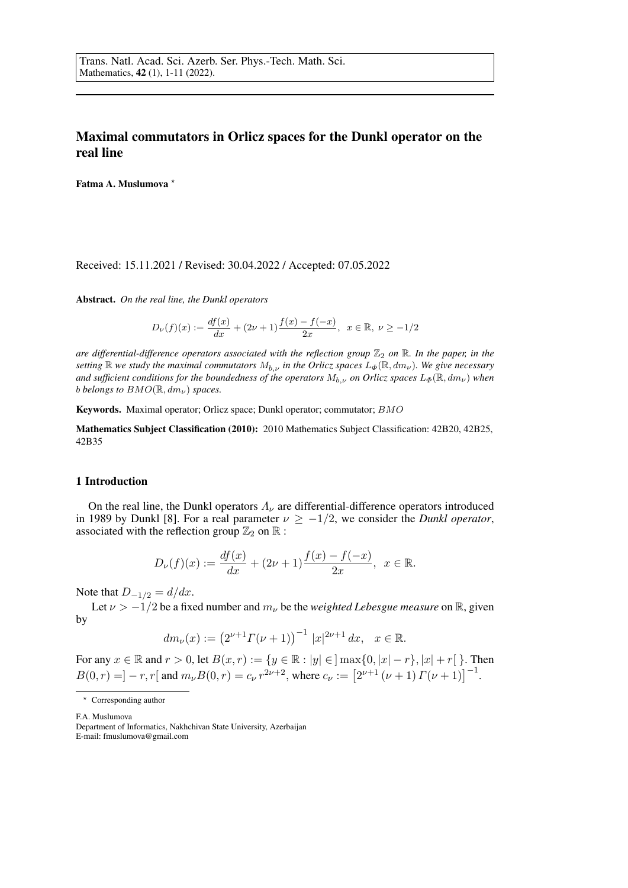# Maximal commutators in Orlicz spaces for the Dunkl operator on the real line

**Fatma A. Muslumova** *

Received: 15.11.2021 / Revised: 30.04.2022 / Accepted: 07.05.2022

**Abstract.** *On the real line, the Dunkl operators*

$$D_\nu(f)(x) := \frac{df(x)}{dx} + (2\nu+1)\frac{f(x)-f(-x)}{2x}, \;\; x \in \mathbb{R}, \; \nu \geq -1/2$$

*are differential-difference operators associated with the reflection group $\mathbb{Z}_2$ on $\mathbb{R}$. In the paper, in the setting $\mathbb{R}$ we study the maximal commutators $M_{b,\nu}$ in the Orlicz spaces $L_\Phi(\mathbb{R}, dm_\nu)$. We give necessary and sufficient conditions for the boundedness of the operators $M_{b,\nu}$ on Orlicz spaces $L_\Phi(\mathbb{R}, dm_\nu)$ when $b$ belongs to $BMO(\mathbb{R}, dm_\nu)$ spaces.*

**Keywords.** Maximal operator; Orlicz space; Dunkl operator; commutator; $BMO$

**Mathematics Subject Classification (2010):** 2010 Mathematics Subject Classification: 42B20, 42B25, 42B35

## 1 Introduction

On the real line, the Dunkl operators $\Lambda_\nu$ are differential-difference operators introduced in 1989 by Dunkl [8]. For a real parameter $\nu \geq -1/2$, we consider the *Dunkl operator*, associated with the reflection group $\mathbb{Z}_2$ on $\mathbb{R}$ :

$$D_\nu(f)(x) := \frac{df(x)}{dx} + (2\nu+1)\frac{f(x)-f(-x)}{2x}, \;\; x \in \mathbb{R}.$$

Note that $D_{-1/2} = d/dx$.

Let $\nu > -1/2$ be a fixed number and $m_\nu$ be the *weighted Lebesgue measure* on $\mathbb{R}$, given by

$$dm_\nu(x) := \left(2^{\nu+1}\Gamma(\nu+1)\right)^{-1} |x|^{2\nu+1}\, dx, \quad x \in \mathbb{R}.$$

For any $x \in \mathbb{R}$ and $r > 0$, let $B(x,r) := \{y \in \mathbb{R} : |y| \in ]\max\{0, |x|-r\}, |x|+r[\ \}$. Then $B(0,r) = ]-r, r[$ and $m_\nu B(0,r) = c_\nu\, r^{2\nu+2}$, where $c_\nu := \left[2^{\nu+1}(\nu+1)\,\Gamma(\nu+1)\right]^{-1}$.

---

* Corresponding author

F.A. Muslumova
Department of Informatics, Nakhchivan State University, Azerbaijan
E-mail: fmuslumova@gmail.com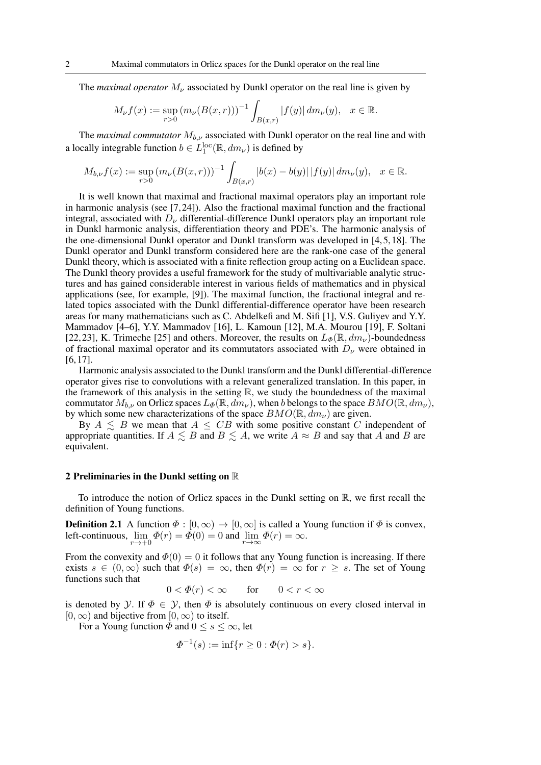The *maximal operator* $M_\nu$ associated by Dunkl operator on the real line is given by

$$M_\nu f(x) := \sup_{r>0} (m_\nu(B(x,r)))^{-1} \int_{B(x,r)} |f(y)| \, dm_\nu(y), \quad x \in \mathbb{R}.$$

The *maximal commutator* $M_{b,\nu}$ associated with Dunkl operator on the real line and with a locally integrable function $b \in L_1^{\rm loc}(\mathbb{R}, dm_\nu)$ is defined by

$$M_{b,\nu} f(x) := \sup_{r>0} (m_\nu(B(x,r)))^{-1} \int_{B(x,r)} |b(x) - b(y)| \, |f(y)| \, dm_\nu(y), \quad x \in \mathbb{R}.$$

It is well known that maximal and fractional maximal operators play an important role in harmonic analysis (see [7,24]). Also the fractional maximal function and the fractional integral, associated with $D_\nu$ differential-difference Dunkl operators play an important role in Dunkl harmonic analysis, differentiation theory and PDE's. The harmonic analysis of the one-dimensional Dunkl operator and Dunkl transform was developed in [4,5,18]. The Dunkl operator and Dunkl transform considered here are the rank-one case of the general Dunkl theory, which is associated with a finite reflection group acting on a Euclidean space. The Dunkl theory provides a useful framework for the study of multivariable analytic structures and has gained considerable interest in various fields of mathematics and in physical applications (see, for example, [9]). The maximal function, the fractional integral and related topics associated with the Dunkl differential-difference operator have been research areas for many mathematicians such as C. Abdelkefi and M. Sifi [1], V.S. Guliyev and Y.Y. Mammadov [4–6], Y.Y. Mammadov [16], L. Kamoun [12], M.A. Mourou [19], F. Soltani [22,23], K. Trimeche [25] and others. Moreover, the results on $L_\Phi(\mathbb{R}, dm_\nu)$-boundedness of fractional maximal operator and its commutators associated with $D_\nu$ were obtained in [6,17].

Harmonic analysis associated to the Dunkl transform and the Dunkl differential-difference operator gives rise to convolutions with a relevant generalized translation. In this paper, in the framework of this analysis in the setting $\mathbb{R}$, we study the boundedness of the maximal commutator $M_{b,\nu}$ on Orlicz spaces $L_\Phi(\mathbb{R}, dm_\nu)$, when $b$ belongs to the space $BMO(\mathbb{R}, dm_\nu)$, by which some new characterizations of the space $BMO(\mathbb{R}, dm_\nu)$ are given.

By $A \lesssim B$ we mean that $A \le CB$ with some positive constant $C$ independent of appropriate quantities. If $A \lesssim B$ and $B \lesssim A$, we write $A \approx B$ and say that $A$ and $B$ are equivalent.

## 2 Preliminaries in the Dunkl setting on $\mathbb{R}$

To introduce the notion of Orlicz spaces in the Dunkl setting on $\mathbb{R}$, we first recall the definition of Young functions.

**Definition 2.1** A function $\Phi : [0,\infty) \to [0,\infty]$ is called a Young function if $\Phi$ is convex, left-continuous, $\lim\limits_{r\to+0} \Phi(r) = \Phi(0) = 0$ and $\lim\limits_{r\to\infty} \Phi(r) = \infty$.

From the convexity and $\Phi(0) = 0$ it follows that any Young function is increasing. If there exists $s \in (0,\infty)$ such that $\Phi(s) = \infty$, then $\Phi(r) = \infty$ for $r \ge s$. The set of Young functions such that

$$0 < \Phi(r) < \infty \qquad \text{for} \qquad 0 < r < \infty$$

is denoted by $\mathcal{Y}$. If $\Phi \in \mathcal{Y}$, then $\Phi$ is absolutely continuous on every closed interval in $[0,\infty)$ and bijective from $[0,\infty)$ to itself.

For a Young function $\Phi$ and $0 \le s \le \infty$, let

$$\Phi^{-1}(s) := \inf\{r \ge 0 : \Phi(r) > s\}.$$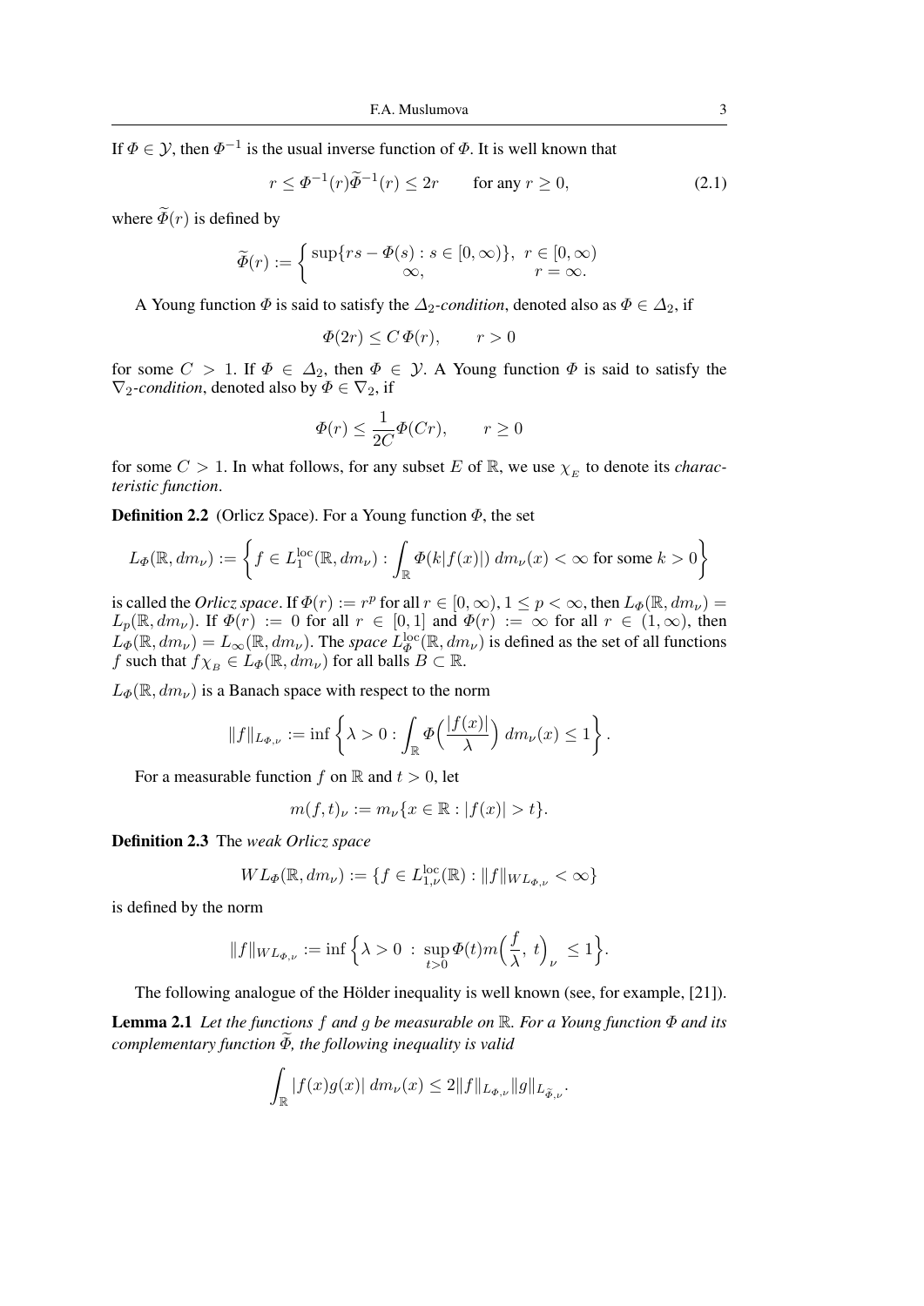If $\Phi \in \mathcal{Y}$, then $\Phi^{-1}$ is the usual inverse function of $\Phi$. It is well known that

$$r \le \Phi^{-1}(r)\widetilde{\Phi}^{-1}(r) \le 2r \qquad \text{for any } r \ge 0, \tag{2.1}$$

where $\widetilde{\Phi}(r)$ is defined by

$$\widetilde{\Phi}(r) := \begin{cases} \sup\{rs - \Phi(s) : s \in [0,\infty)\}, & r \in [0,\infty) \\ \infty, & r = \infty. \end{cases}$$

A Young function $\Phi$ is said to satisfy the $\Delta_2$*-condition*, denoted also as $\Phi \in \Delta_2$, if

$$\Phi(2r) \le C\,\Phi(r), \qquad r > 0$$

for some $C > 1$. If $\Phi \in \Delta_2$, then $\Phi \in \mathcal{Y}$. A Young function $\Phi$ is said to satisfy the $\nabla_2$*-condition*, denoted also by $\Phi \in \nabla_2$, if

$$\Phi(r) \le \frac{1}{2C}\Phi(Cr), \qquad r \ge 0$$

for some $C > 1$. In what follows, for any subset $E$ of $\mathbb{R}$, we use $\chi_{_E}$ to denote its *characteristic function*.

**Definition 2.2** (Orlicz Space). For a Young function $\Phi$, the set

$$L_\Phi(\mathbb{R}, dm_\nu) := \left\{ f \in L_1^{\rm loc}(\mathbb{R}, dm_\nu) : \int_{\mathbb{R}} \Phi(k|f(x)|)\, dm_\nu(x) < \infty \text{ for some } k > 0 \right\}$$

is called the *Orlicz space*. If $\Phi(r) := r^p$ for all $r \in [0,\infty)$, $1 \le p < \infty$, then $L_\Phi(\mathbb{R}, dm_\nu) = L_p(\mathbb{R}, dm_\nu)$. If $\Phi(r) := 0$ for all $r \in [0,1]$ and $\Phi(r) := \infty$ for all $r \in (1,\infty)$, then $L_\Phi(\mathbb{R}, dm_\nu) = L_\infty(\mathbb{R}, dm_\nu)$. The *space* $L_\Phi^{\rm loc}(\mathbb{R}, dm_\nu)$ is defined as the set of all functions $f$ such that $f\chi_{_B} \in L_\Phi(\mathbb{R}, dm_\nu)$ for all balls $B \subset \mathbb{R}$.

$L_\Phi(\mathbb{R}, dm_\nu)$ is a Banach space with respect to the norm

$$\|f\|_{L_{\Phi,\nu}} := \inf\left\{ \lambda > 0 : \int_{\mathbb{R}} \Phi\Big(\frac{|f(x)|}{\lambda}\Big)\, dm_\nu(x) \le 1 \right\}.$$

For a measurable function $f$ on $\mathbb{R}$ and $t > 0$, let

$$m(f,t)_\nu := m_\nu\{x \in \mathbb{R} : |f(x)| > t\}.$$

**Definition 2.3** The *weak Orlicz space*

$$WL_\Phi(\mathbb{R}, dm_\nu) := \{ f \in L_{1,\nu}^{\rm loc}(\mathbb{R}) : \|f\|_{WL_{\Phi,\nu}} < \infty \}$$

is defined by the norm

$$\|f\|_{WL_{\Phi,\nu}} := \inf\Big\{ \lambda > 0 \ : \ \sup_{t>0} \Phi(t) m\Big(\frac{f}{\lambda},\, t\Big)_\nu \le 1 \Big\}.$$

The following analogue of the Hölder inequality is well known (see, for example, [21]).

**Lemma 2.1** *Let the functions $f$ and $g$ be measurable on $\mathbb{R}$. For a Young function $\Phi$ and its complementary function $\widetilde{\Phi}$, the following inequality is valid*

$$\int_{\mathbb{R}} |f(x)g(x)|\, dm_\nu(x) \le 2\|f\|_{L_{\Phi,\nu}} \|g\|_{L_{\widetilde{\Phi},\nu}}.$$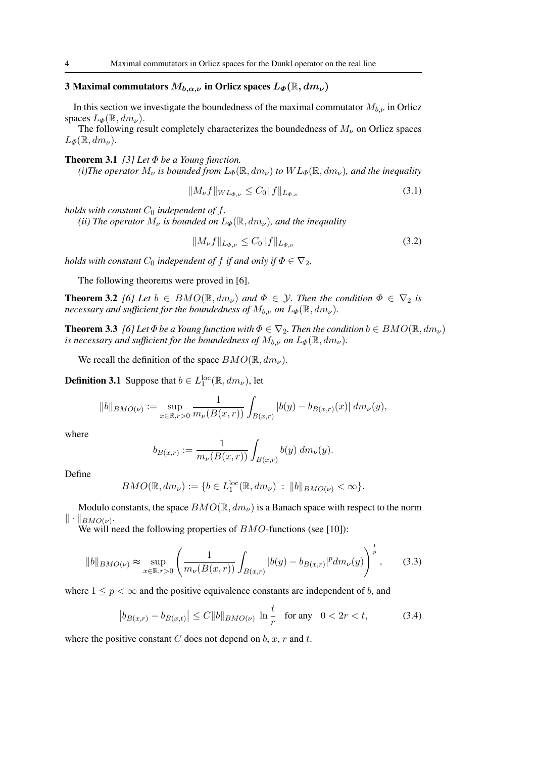## 3 Maximal commutators $M_{b,\alpha,\nu}$ in Orlicz spaces $L_\Phi(\mathbb{R}, dm_\nu)$

In this section we investigate the boundedness of the maximal commutator $M_{b,\nu}$ in Orlicz spaces $L_\Phi(\mathbb{R}, dm_\nu)$.

The following result completely characterizes the boundedness of $M_\nu$ on Orlicz spaces $L_\Phi(\mathbb{R}, dm_\nu)$.

**Theorem 3.1** *[3] Let $\Phi$ be a Young function.*

*(i)The operator $M_\nu$ is bounded from $L_\Phi(\mathbb{R}, dm_\nu)$ to $WL_\Phi(\mathbb{R}, dm_\nu)$, and the inequality*

$$\|M_\nu f\|_{WL_{\Phi,\nu}} \le C_0 \|f\|_{L_{\Phi,\nu}} \tag{3.1}$$

*holds with constant $C_0$ independent of $f$.*

*(ii) The operator $M_\nu$ is bounded on $L_\Phi(\mathbb{R}, dm_\nu)$, and the inequality*

$$\|M_\nu f\|_{L_{\Phi,\nu}} \le C_0 \|f\|_{L_{\Phi,\nu}} \tag{3.2}$$

*holds with constant $C_0$ independent of $f$ if and only if $\Phi \in \nabla_2$.*

The following theorems were proved in [6].

**Theorem 3.2** *[6] Let $b \in BMO(\mathbb{R}, dm_\nu)$ and $\Phi \in \mathcal{Y}$. Then the condition $\Phi \in \nabla_2$ is necessary and sufficient for the boundedness of $M_{b,\nu}$ on $L_\Phi(\mathbb{R}, dm_\nu)$.*

**Theorem 3.3** *[6] Let $\Phi$ be a Young function with $\Phi \in \nabla_2$. Then the condition $b \in BMO(\mathbb{R}, dm_\nu)$ is necessary and sufficient for the boundedness of $M_{b,\nu}$ on $L_\Phi(\mathbb{R}, dm_\nu)$.*

We recall the definition of the space $BMO(\mathbb{R}, dm_\nu)$.

**Definition 3.1** Suppose that $b \in L_1^{\text{loc}}(\mathbb{R}, dm_\nu)$, let

$$\|b\|_{BMO(\nu)} := \sup_{x\in\mathbb{R}, r>0} \frac{1}{m_\nu(B(x,r))} \int_{B(x,r)} |b(y) - b_{B(x,r)}(x)| \, dm_\nu(y),$$

where

$$b_{B(x,r)} := \frac{1}{m_\nu(B(x,r))} \int_{B(x,r)} b(y) \, dm_\nu(y).$$

Define

$$BMO(\mathbb{R}, dm_\nu) := \{b \in L_1^{\text{loc}}(\mathbb{R}, dm_\nu) \ : \ \|b\|_{BMO(\nu)} < \infty\}.$$

Modulo constants, the space $BMO(\mathbb{R}, dm_\nu)$ is a Banach space with respect to the norm $\|\cdot\|_{BMO(\nu)}$.

We will need the following properties of $BMO$-functions (see [10]):

$$\|b\|_{BMO(\nu)} \approx \sup_{x\in\mathbb{R}, r>0} \left( \frac{1}{m_\nu(B(x,r))} \int_{B(x,r)} |b(y) - b_{B(x,r)}|^p dm_\nu(y) \right)^{\frac{1}{p}}, \tag{3.3}$$

where $1 \le p < \infty$ and the positive equivalence constants are independent of $b$, and

$$\left| b_{B(x,r)} - b_{B(x,t)} \right| \le C \|b\|_{BMO(\nu)} \, \ln \frac{t}{r} \quad \text{for any} \quad 0 < 2r < t, \tag{3.4}$$

where the positive constant $C$ does not depend on $b$, $x$, $r$ and $t$.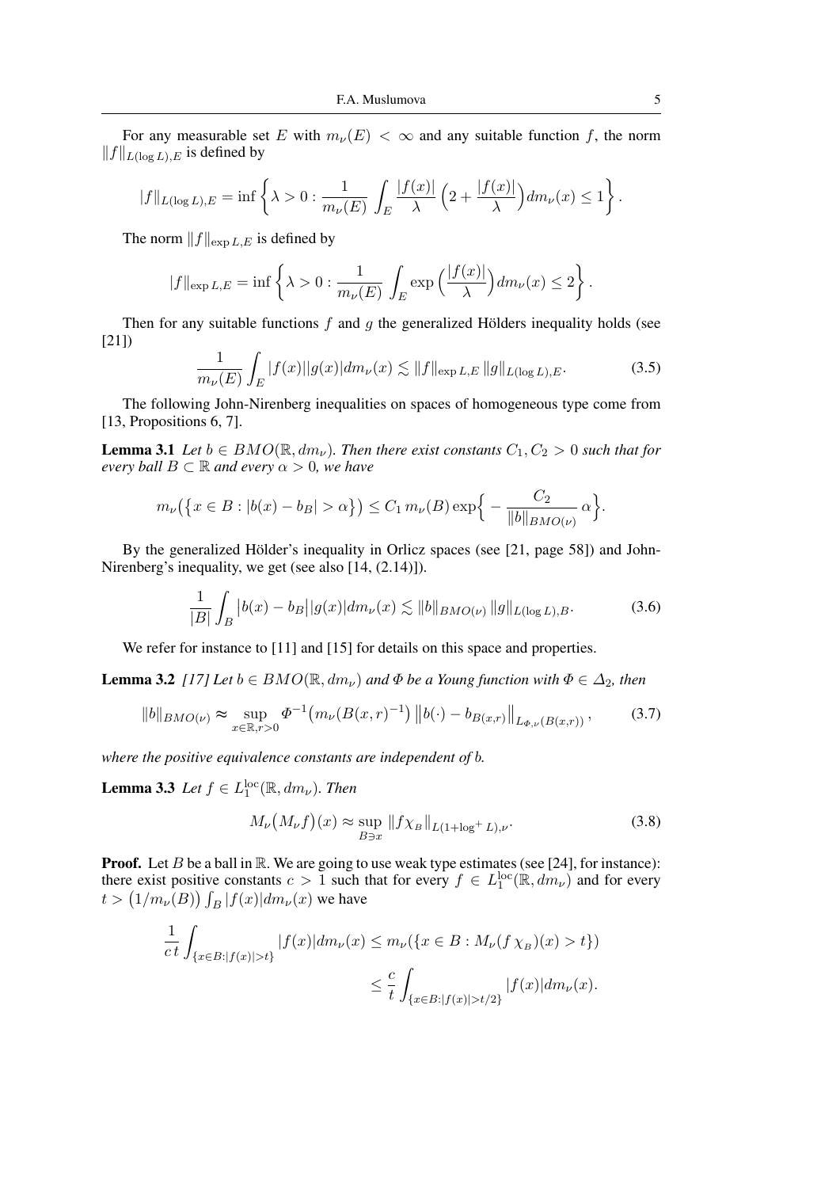For any measurable set $E$ with $m_\nu(E) < \infty$ and any suitable function $f$, the norm $\|f\|_{L(\log L),E}$ is defined by

$$|f\|_{L(\log L),E} = \inf \left\{ \lambda > 0 : \frac{1}{m_\nu(E)} \int_E \frac{|f(x)|}{\lambda} \Big(2 + \frac{|f(x)|}{\lambda}\Big) dm_\nu(x) \le 1 \right\}.$$

The norm $\|f\|_{\exp L,E}$ is defined by

$$|f\|_{\exp L,E} = \inf \left\{ \lambda > 0 : \frac{1}{m_\nu(E)} \int_E \exp\Big(\frac{|f(x)|}{\lambda}\Big) dm_\nu(x) \le 2 \right\}.$$

Then for any suitable functions $f$ and $g$ the generalized Hölders inequality holds (see [21])

$$\frac{1}{m_\nu(E)} \int_E |f(x)||g(x)| dm_\nu(x) \lesssim \|f\|_{\exp L,E} \, \|g\|_{L(\log L),E}. \tag{3.5}$$

The following John-Nirenberg inequalities on spaces of homogeneous type come from [13, Propositions 6, 7].

**Lemma 3.1** *Let $b \in BMO(\mathbb{R}, dm_\nu)$. Then there exist constants $C_1, C_2 > 0$ such that for every ball $B \subset \mathbb{R}$ and every $\alpha > 0$, we have*

$$m_\nu\big(\{x \in B : |b(x) - b_B| > \alpha\}\big) \le C_1 \, m_\nu(B) \exp\Big\{ - \frac{C_2}{\|b\|_{BMO(\nu)}} \, \alpha \Big\}.$$

By the generalized Hölder's inequality in Orlicz spaces (see [21, page 58]) and John-Nirenberg's inequality, we get (see also [14, (2.14)]).

$$\frac{1}{|B|} \int_B \big|b(x) - b_B\big||g(x)| dm_\nu(x) \lesssim \|b\|_{BMO(\nu)} \, \|g\|_{L(\log L),B}. \tag{3.6}$$

We refer for instance to [11] and [15] for details on this space and properties.

**Lemma 3.2** *[17] Let $b \in BMO(\mathbb{R}, dm_\nu)$ and $\Phi$ be a Young function with $\Phi \in \Delta_2$, then*

$$\|b\|_{BMO(\nu)} \approx \sup_{x\in\mathbb{R}, r>0} \Phi^{-1}\big(m_\nu(B(x,r)^{-1}\big) \, \big\|b(\cdot) - b_{B(x,r)}\big\|_{L_{\Phi,\nu}(B(x,r))}, \tag{3.7}$$

*where the positive equivalence constants are independent of $b$.*

**Lemma 3.3** *Let $f \in L_1^{\rm loc}(\mathbb{R}, dm_\nu)$. Then*

$$M_\nu\big(M_\nu f\big)(x) \approx \sup_{B \ni x} \|f \chi_B\|_{L(1+\log^+ L),\nu}. \tag{3.8}$$

**Proof.** Let $B$ be a ball in $\mathbb{R}$. We are going to use weak type estimates (see [24], for instance): there exist positive constants $c > 1$ such that for every $f \in L_1^{\rm loc}(\mathbb{R}, dm_\nu)$ and for every $t > \big(1/m_\nu(B)\big) \int_B |f(x)| dm_\nu(x)$ we have

$$\begin{aligned}
\frac{1}{c\,t} \int_{\{x \in B : |f(x)| > t\}} |f(x)| dm_\nu(x) &\le m_\nu(\{x \in B : M_\nu(f\,\chi_B)(x) > t\}) \\
&\le \frac{c}{t} \int_{\{x \in B : |f(x)| > t/2\}} |f(x)| dm_\nu(x).
\end{aligned}$$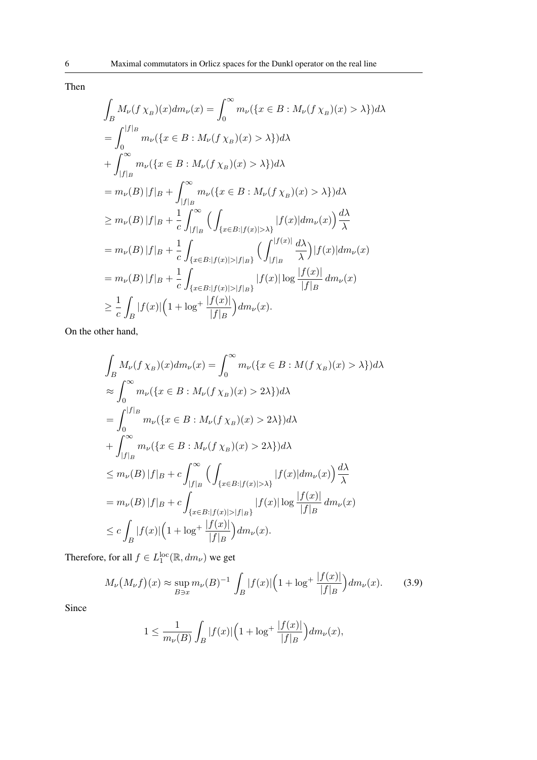Then

$$
\begin{aligned}
&\int_B M_\nu(f\,\chi_{_B})(x)dm_\nu(x) = \int_0^\infty m_\nu(\{x\in B : M_\nu(f\,\chi_{_B})(x) > \lambda\})d\lambda \\
&= \int_0^{|f|_B} m_\nu(\{x\in B : M_\nu(f\,\chi_{_B})(x) > \lambda\})d\lambda \\
&+ \int_{|f|_B}^\infty m_\nu(\{x\in B : M_\nu(f\,\chi_{_B})(x) > \lambda\})d\lambda \\
&= m_\nu(B)\,|f|_B + \int_{|f|_B}^\infty m_\nu(\{x\in B : M_\nu(f\,\chi_{_B})(x) > \lambda\})d\lambda \\
&\geq m_\nu(B)\,|f|_B + \frac{1}{c}\int_{|f|_B}^\infty \Big(\int_{\{x\in B:|f(x)|>\lambda\}} |f(x)|dm_\nu(x)\Big)\frac{d\lambda}{\lambda} \\
&= m_\nu(B)\,|f|_B + \frac{1}{c}\int_{\{x\in B:|f(x)|>|f|_B\}} \Big(\int_{|f|_B}^{|f(x)|}\frac{d\lambda}{\lambda}\Big)|f(x)|dm_\nu(x) \\
&= m_\nu(B)\,|f|_B + \frac{1}{c}\int_{\{x\in B:|f(x)|>|f|_B\}} |f(x)|\log\frac{|f(x)|}{|f|_B}\,dm_\nu(x) \\
&\geq \frac{1}{c}\int_B |f(x)|\Big(1+\log^+\frac{|f(x)|}{|f|_B}\Big)dm_\nu(x).
\end{aligned}
$$

On the other hand,

$$
\begin{aligned}
&\int_B M_\nu(f\,\chi_{_B})(x)dm_\nu(x) = \int_0^\infty m_\nu(\{x\in B : M(f\,\chi_{_B})(x) > \lambda\})d\lambda \\
&\approx \int_0^\infty m_\nu(\{x\in B : M_\nu(f\,\chi_{_B})(x) > 2\lambda\})d\lambda \\
&= \int_0^{|f|_B} m_\nu(\{x\in B : M_\nu(f\,\chi_{_B})(x) > 2\lambda\})d\lambda \\
&+ \int_{|f|_B}^\infty m_\nu(\{x\in B : M_\nu(f\,\chi_{_B})(x) > 2\lambda\})d\lambda \\
&\leq m_\nu(B)\,|f|_B + c\int_{|f|_B}^\infty \Big(\int_{\{x\in B:|f(x)|>\lambda\}} |f(x)|dm_\nu(x)\Big)\frac{d\lambda}{\lambda} \\
&= m_\nu(B)\,|f|_B + c\int_{\{x\in B:|f(x)|>|f|_B\}} |f(x)|\log\frac{|f(x)|}{|f|_B}\,dm_\nu(x) \\
&\leq c\int_B |f(x)|\Big(1+\log^+\frac{|f(x)|}{|f|_B}\Big)dm_\nu(x).
\end{aligned}
$$

Therefore, for all $f\in L_1^{\rm loc}(\mathbb{R}, dm_\nu)$ we get

$$
M_\nu\big(M_\nu f\big)(x) \approx \sup_{B\ni x} m_\nu(B)^{-1}\int_B |f(x)|\Big(1+\log^+\frac{|f(x)|}{|f|_B}\Big)dm_\nu(x). \tag{3.9}
$$

Since

$$
1 \leq \frac{1}{m_\nu(B)}\int_B |f(x)|\Big(1+\log^+\frac{|f(x)|}{|f|_B}\Big)dm_\nu(x),
$$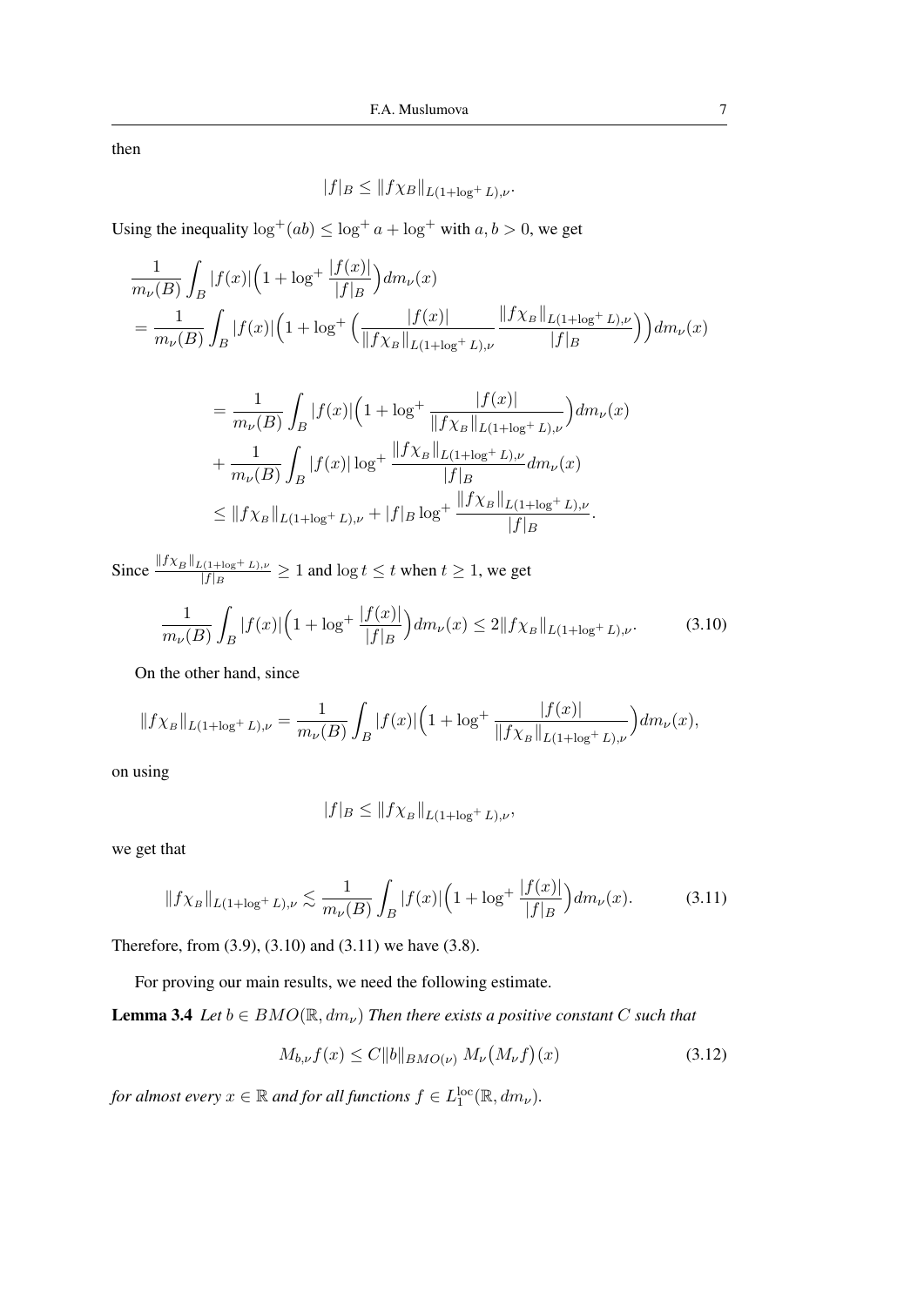then

$$|f|_B \le \|f\chi_B\|_{L(1+\log^+ L),\nu}.$$

Using the inequality $\log^+(ab) \le \log^+ a + \log^+$ with $a, b > 0$, we get

$$\frac{1}{m_\nu(B)}\int_B |f(x)|\Big(1+\log^+ \frac{|f(x)|}{|f|_B}\Big)dm_\nu(x)$$
$$= \frac{1}{m_\nu(B)}\int_B |f(x)|\Big(1+\log^+ \Big(\frac{|f(x)|}{\|f\chi_B\|_{L(1+\log^+ L),\nu}}\,\frac{\|f\chi_B\|_{L(1+\log^+ L),\nu}}{|f|_B}\Big)\Big)dm_\nu(x)$$

$$= \frac{1}{m_\nu(B)}\int_B |f(x)|\Big(1+\log^+ \frac{|f(x)|}{\|f\chi_B\|_{L(1+\log^+ L),\nu}}\Big)dm_\nu(x)$$
$$+ \frac{1}{m_\nu(B)}\int_B |f(x)|\log^+ \frac{\|f\chi_B\|_{L(1+\log^+ L),\nu}}{|f|_B}dm_\nu(x)$$
$$\le \|f\chi_B\|_{L(1+\log^+ L),\nu} + |f|_B \log^+ \frac{\|f\chi_B\|_{L(1+\log^+ L),\nu}}{|f|_B}.$$

Since $\frac{\|f\chi_B\|_{L(1+\log^+ L),\nu}}{|f|_B} \ge 1$ and $\log t \le t$ when $t \ge 1$, we get

$$\frac{1}{m_\nu(B)}\int_B |f(x)|\Big(1+\log^+ \frac{|f(x)|}{|f|_B}\Big)dm_\nu(x) \le 2\|f\chi_B\|_{L(1+\log^+ L),\nu}. \tag{3.10}$$

On the other hand, since

$$\|f\chi_B\|_{L(1+\log^+ L),\nu} = \frac{1}{m_\nu(B)}\int_B |f(x)|\Big(1+\log^+ \frac{|f(x)|}{\|f\chi_B\|_{L(1+\log^+ L),\nu}}\Big)dm_\nu(x),$$

on using

$$|f|_B \le \|f\chi_B\|_{L(1+\log^+ L),\nu},$$

we get that

$$\|f\chi_B\|_{L(1+\log^+ L),\nu} \lesssim \frac{1}{m_\nu(B)}\int_B |f(x)|\Big(1+\log^+ \frac{|f(x)|}{|f|_B}\Big)dm_\nu(x). \tag{3.11}$$

Therefore, from (3.9), (3.10) and (3.11) we have (3.8).

For proving our main results, we need the following estimate.

**Lemma 3.4** *Let $b \in BMO(\mathbb{R}, dm_\nu)$ Then there exists a positive constant $C$ such that*

$$M_{b,\nu}f(x) \le C\|b\|_{BMO(\nu)}\, M_\nu\big(M_\nu f\big)(x) \tag{3.12}$$

*for almost every $x \in \mathbb{R}$ and for all functions $f \in L_1^{\mathrm{loc}}(\mathbb{R}, dm_\nu)$.*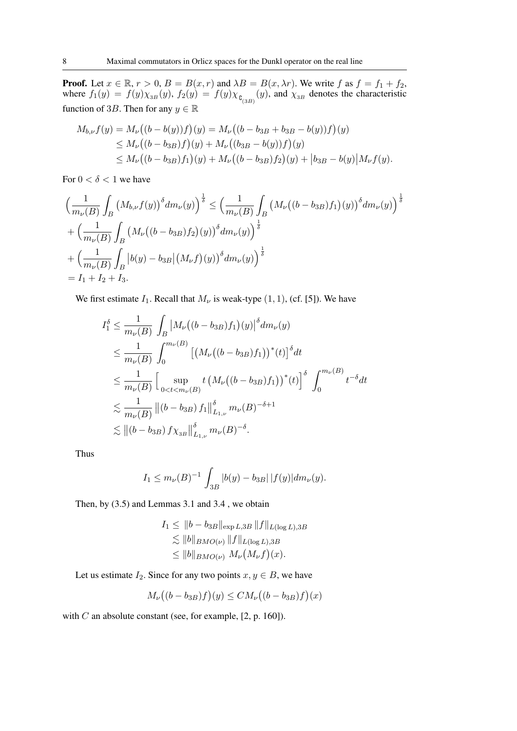**Proof.** Let $x \in \mathbb{R}$, $r > 0$, $B = B(x,r)$ and $\lambda B = B(x, \lambda r)$. We write $f$ as $f = f_1 + f_2$, where $f_1(y) = f(y)\chi_{3B}(y)$, $f_2(y) = f(y)\chi_{\complement_{(3B)}}(y)$, and $\chi_{3B}$ denotes the characteristic function of $3B$. Then for any $y \in \mathbb{R}$

$$
\begin{aligned}
M_{b,\nu} f(y) &= M_\nu\big((b - b(y))f\big)(y) = M_\nu\big((b - b_{3B} + b_{3B} - b(y))f\big)(y) \\
&\le M_\nu\big((b - b_{3B})f\big)(y) + M_\nu\big((b_{3B} - b(y))f\big)(y) \\
&\le M_\nu\big((b - b_{3B})f_1\big)(y) + M_\nu\big((b - b_{3B})f_2\big)(y) + \big|b_{3B} - b(y)\big| M_\nu f(y).
\end{aligned}
$$

For $0 < \delta < 1$ we have

$$
\begin{aligned}
&\Big(\frac{1}{m_\nu(B)} \int_B \big(M_{b,\nu} f(y)\big)^\delta dm_\nu(y)\Big)^{\frac{1}{\delta}} \le \Big(\frac{1}{m_\nu(B)} \int_B \big(M_\nu\big((b - b_{3B})f_1\big)(y)\big)^\delta dm_\nu(y)\Big)^{\frac{1}{\delta}} \\
&+ \Big(\frac{1}{m_\nu(B)} \int_B \big(M_\nu\big((b - b_{3B})f_2\big)(y)\big)^\delta dm_\nu(y)\Big)^{\frac{1}{\delta}} \\
&+ \Big(\frac{1}{m_\nu(B)} \int_B \big|b(y) - b_{3B}\big| \big(M_\nu f\big)(y)\big)^\delta dm_\nu(y)\Big)^{\frac{1}{\delta}} \\
&= I_1 + I_2 + I_3.
\end{aligned}
$$

We first estimate $I_1$. Recall that $M_\nu$ is weak-type $(1,1)$, (cf. [5]). We have

$$
\begin{aligned}
I_1^\delta &\le \frac{1}{m_\nu(B)} \int_B \big|M_\nu\big((b - b_{3B})f_1\big)(y)\big|^\delta dm_\nu(y) \\
&\le \frac{1}{m_\nu(B)} \int_0^{m_\nu(B)} \big[\big(M_\nu\big((b - b_{3B})f_1\big)\big)^*(t)\big]^\delta dt \\
&\le \frac{1}{m_\nu(B)} \Big[\sup_{0<t<m_\nu(B)} t\,\big(M_\nu\big((b - b_{3B})f_1\big)\big)^*(t)\Big]^\delta \int_0^{m_\nu(B)} t^{-\delta} dt \\
&\lesssim \frac{1}{m_\nu(B)} \big\|(b - b_{3B})\, f_1\big\|_{L_{1,\nu}}^\delta m_\nu(B)^{-\delta+1} \\
&\lesssim \big\|(b - b_{3B})\, f\chi_{3B}\big\|_{L_{1,\nu}}^\delta m_\nu(B)^{-\delta}.
\end{aligned}
$$

Thus

$$
I_1 \le m_\nu(B)^{-1} \int_{3B} |b(y) - b_{3B}|\, |f(y)| dm_\nu(y).
$$

Then, by (3.5) and Lemmas 3.1 and 3.4 , we obtain

$$
\begin{aligned}
I_1 &\le \|b - b_{3B}\|_{\exp L, 3B}\, \|f\|_{L(\log L), 3B} \\
&\lesssim \|b\|_{BMO(\nu)}\, \|f\|_{L(\log L), 3B} \\
&\le \|b\|_{BMO(\nu)}\; M_\nu\big(M_\nu f\big)(x).
\end{aligned}
$$

Let us estimate $I_2$. Since for any two points $x, y \in B$, we have

$$
M_\nu\big((b - b_{3B})f\big)(y) \le C M_\nu\big((b - b_{3B})f\big)(x)
$$

with $C$ an absolute constant (see, for example, [2, p. 160]).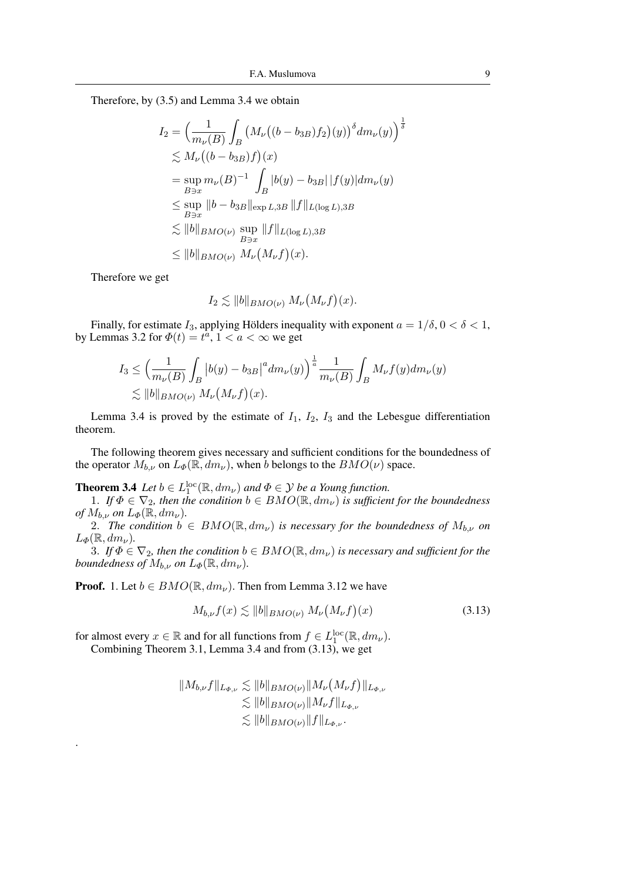Therefore, by (3.5) and Lemma 3.4 we obtain

$$
\begin{aligned}
I_2 &= \Big(\frac{1}{m_\nu(B)}\int_B \big(M_\nu\big((b-b_{3B})f_2\big)(y)\big)^\delta dm_\nu(y)\Big)^{\frac{1}{\delta}} \\
&\lesssim M_\nu\big((b-b_{3B})f\big)(x) \\
&= \sup_{B\ni x} m_\nu(B)^{-1} \int_B |b(y)-b_{3B}|\,|f(y)|dm_\nu(y) \\
&\le \sup_{B\ni x} \|b-b_{3B}\|_{\exp L,3B}\,\|f\|_{L(\log L),3B} \\
&\lesssim \|b\|_{BMO(\nu)} \sup_{B\ni x} \|f\|_{L(\log L),3B} \\
&\le \|b\|_{BMO(\nu)}\; M_\nu\big(M_\nu f\big)(x).
\end{aligned}
$$

Therefore we get

$$
I_2 \lesssim \|b\|_{BMO(\nu)}\; M_\nu\big(M_\nu f\big)(x).
$$

Finally, for estimate $I_3$, applying Hölders inequality with exponent $a = 1/\delta$, $0<\delta<1$, by Lemmas 3.2 for $\Phi(t) = t^a$, $1<a<\infty$ we get

$$
\begin{aligned}
I_3 &\le \Big(\frac{1}{m_\nu(B)}\int_B \big|b(y)-b_{3B}\big|^a dm_\nu(y)\Big)^{\frac{1}{a}} \frac{1}{m_\nu(B)}\int_B M_\nu f(y) dm_\nu(y) \\
&\lesssim \|b\|_{BMO(\nu)}\; M_\nu\big(M_\nu f\big)(x).
\end{aligned}
$$

Lemma 3.4 is proved by the estimate of $I_1$, $I_2$, $I_3$ and the Lebesgue differentiation theorem.

The following theorem gives necessary and sufficient conditions for the boundedness of the operator $M_{b,\nu}$ on $L_\Phi(\mathbb{R}, dm_\nu)$, when $b$ belongs to the $BMO(\nu)$ space.

**Theorem 3.4** *Let $b \in L_1^{\rm loc}(\mathbb{R}, dm_\nu)$ and $\Phi \in \mathcal{Y}$ be a Young function.*

1. *If $\Phi \in \nabla_2$, then the condition $b \in BMO(\mathbb{R}, dm_\nu)$ is sufficient for the boundedness of $M_{b,\nu}$ on $L_\Phi(\mathbb{R}, dm_\nu)$.*

2. *The condition $b \in BMO(\mathbb{R}, dm_\nu)$ is necessary for the boundedness of $M_{b,\nu}$ on $L_\Phi(\mathbb{R}, dm_\nu)$.*

3. *If $\Phi \in \nabla_2$, then the condition $b \in BMO(\mathbb{R}, dm_\nu)$ is necessary and sufficient for the boundedness of $M_{b,\nu}$ on $L_\Phi(\mathbb{R}, dm_\nu)$.*

**Proof.** 1. Let $b \in BMO(\mathbb{R}, dm_\nu)$. Then from Lemma 3.12 we have

$$
M_{b,\nu} f(x) \lesssim \|b\|_{BMO(\nu)}\; M_\nu\big(M_\nu f\big)(x) \tag{3.13}
$$

for almost every $x \in \mathbb{R}$ and for all functions from $f \in L_1^{\rm loc}(\mathbb{R}, dm_\nu)$.

Combining Theorem 3.1, Lemma 3.4 and from (3.13), we get

$$
\begin{aligned}
\|M_{b,\nu} f\|_{L_{\Phi,\nu}} &\lesssim \|b\|_{BMO(\nu)} \|M_\nu\big(M_\nu f\big)\|_{L_{\Phi,\nu}} \\
&\lesssim \|b\|_{BMO(\nu)} \|M_\nu f\|_{L_{\Phi,\nu}} \\
&\lesssim \|b\|_{BMO(\nu)} \|f\|_{L_{\Phi,\nu}}.
\end{aligned}
$$

.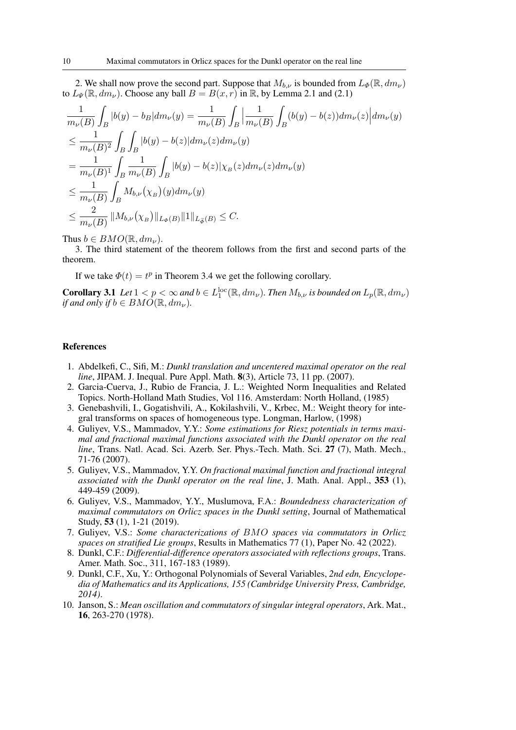2. We shall now prove the second part. Suppose that $M_{b,\nu}$ is bounded from $L_\Phi(\mathbb{R}, dm_\nu)$ to $L_\Psi(\mathbb{R}, dm_\nu)$. Choose any ball $B = B(x, r)$ in $\mathbb{R}$, by Lemma 2.1 and (2.1)

$$
\begin{aligned}
\frac{1}{m_\nu(B)} \int_B |b(y) - b_B| dm_\nu(y) &= \frac{1}{m_\nu(B)} \int_B \Big| \frac{1}{m_\nu(B)} \int_B (b(y) - b(z)) dm_\nu(z) \Big| dm_\nu(y) \\
&\leq \frac{1}{m_\nu(B)^2} \int_B \int_B |b(y) - b(z)| dm_\nu(z) dm_\nu(y) \\
&= \frac{1}{m_\nu(B)^1} \int_B \frac{1}{m_\nu(B)} \int_B |b(y) - b(z)| \chi_B(z) dm_\nu(z) dm_\nu(y) \\
&\leq \frac{1}{m_\nu(B)} \int_B M_{b,\nu}\big(\chi_B\big)(y) dm_\nu(y) \\
&\leq \frac{2}{m_\nu(B)} \|M_{b,\nu}\big(\chi_B\big)\|_{L_\Phi(B)} \|1\|_{L_{\widetilde{\Phi}}(B)} \leq C.
\end{aligned}
$$

Thus $b \in BMO(\mathbb{R}, dm_\nu)$.

3. The third statement of the theorem follows from the first and second parts of the theorem.

If we take $\Phi(t) = t^p$ in Theorem 3.4 we get the following corollary.

**Corollary 3.1** *Let $1 < p < \infty$ and $b \in L_1^{\mathrm{loc}}(\mathbb{R}, dm_\nu)$. Then $M_{b,\nu}$ is bounded on $L_p(\mathbb{R}, dm_\nu)$ if and only if $b \in BMO(\mathbb{R}, dm_\nu)$.*

## References

1. Abdelkefi, C., Sifi, M.: *Dunkl translation and uncentered maximal operator on the real line*, JIPAM. J. Inequal. Pure Appl. Math. **8**(3), Article 73, 11 pp. (2007).
2. Garcia-Cuerva, J., Rubio de Francia, J. L.: Weighted Norm Inequalities and Related Topics. North-Holland Math Studies, Vol 116. Amsterdam: North Holland, (1985)
3. Genebashvili, I., Gogatishvili, A., Kokilashvili, V., Krbec, M.: Weight theory for integral transforms on spaces of homogeneous type. Longman, Harlow, (1998)
4. Guliyev, V.S., Mammadov, Y.Y.: *Some estimations for Riesz potentials in terms maximal and fractional maximal functions associated with the Dunkl operator on the real line*, Trans. Natl. Acad. Sci. Azerb. Ser. Phys.-Tech. Math. Sci. **27** (7), Math. Mech., 71-76 (2007).
5. Guliyev, V.S., Mammadov, Y.Y. *On fractional maximal function and fractional integral associated with the Dunkl operator on the real line*, J. Math. Anal. Appl., **353** (1), 449-459 (2009).
6. Guliyev, V.S., Mammadov, Y.Y., Muslumova, F.A.: *Boundedness characterization of maximal commutators on Orlicz spaces in the Dunkl setting*, Journal of Mathematical Study, **53** (1), 1-21 (2019).
7. Guliyev, V.S.: *Some characterizations of $BMO$ spaces via commutators in Orlicz spaces on stratified Lie groups*, Results in Mathematics 77 (1), Paper No. 42 (2022).
8. Dunkl, C.F.: *Differential-difference operators associated with reflections groups*, Trans. Amer. Math. Soc., 311, 167-183 (1989).
9. Dunkl, C.F., Xu, Y.: Orthogonal Polynomials of Several Variables, *2nd edn, Encyclopedia of Mathematics and its Applications, 155 (Cambridge University Press, Cambridge, 2014).*
10. Janson, S.: *Mean oscillation and commutators of singular integral operators*, Ark. Mat., **16**, 263-270 (1978).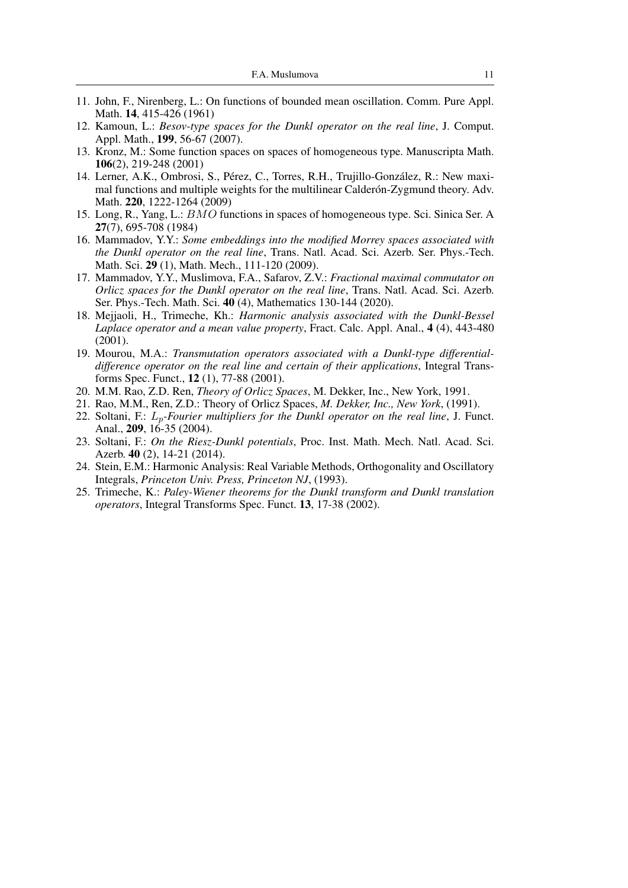11. John, F., Nirenberg, L.: On functions of bounded mean oscillation. Comm. Pure Appl. Math. **14**, 415-426 (1961)
12. Kamoun, L.: *Besov-type spaces for the Dunkl operator on the real line*, J. Comput. Appl. Math., **199**, 56-67 (2007).
13. Kronz, M.: Some function spaces on spaces of homogeneous type. Manuscripta Math. **106**(2), 219-248 (2001)
14. Lerner, A.K., Ombrosi, S., Pérez, C., Torres, R.H., Trujillo-González, R.: New maximal functions and multiple weights for the multilinear Calderón-Zygmund theory. Adv. Math. **220**, 1222-1264 (2009)
15. Long, R., Yang, L.: $BMO$ functions in spaces of homogeneous type. Sci. Sinica Ser. A **27**(7), 695-708 (1984)
16. Mammadov, Y.Y.: *Some embeddings into the modified Morrey spaces associated with the Dunkl operator on the real line*, Trans. Natl. Acad. Sci. Azerb. Ser. Phys.-Tech. Math. Sci. **29** (1), Math. Mech., 111-120 (2009).
17. Mammadov, Y.Y., Muslimova, F.A., Safarov, Z.V.: *Fractional maximal commutator on Orlicz spaces for the Dunkl operator on the real line*, Trans. Natl. Acad. Sci. Azerb. Ser. Phys.-Tech. Math. Sci. **40** (4), Mathematics 130-144 (2020).
18. Mejjaoli, H., Trimeche, Kh.: *Harmonic analysis associated with the Dunkl-Bessel Laplace operator and a mean value property*, Fract. Calc. Appl. Anal., **4** (4), 443-480 (2001).
19. Mourou, M.A.: *Transmutation operators associated with a Dunkl-type differential-difference operator on the real line and certain of their applications*, Integral Transforms Spec. Funct., **12** (1), 77-88 (2001).
20. M.M. Rao, Z.D. Ren, *Theory of Orlicz Spaces*, M. Dekker, Inc., New York, 1991.
21. Rao, M.M., Ren, Z.D.: Theory of Orlicz Spaces, *M. Dekker, Inc., New York*, (1991).
22. Soltani, F.: *$L_p$-Fourier multipliers for the Dunkl operator on the real line*, J. Funct. Anal., **209**, 16-35 (2004).
23. Soltani, F.: *On the Riesz-Dunkl potentials*, Proc. Inst. Math. Mech. Natl. Acad. Sci. Azerb. **40** (2), 14-21 (2014).
24. Stein, E.M.: Harmonic Analysis: Real Variable Methods, Orthogonality and Oscillatory Integrals, *Princeton Univ. Press, Princeton NJ*, (1993).
25. Trimeche, K.: *Paley-Wiener theorems for the Dunkl transform and Dunkl translation operators*, Integral Transforms Spec. Funct. **13**, 17-38 (2002).